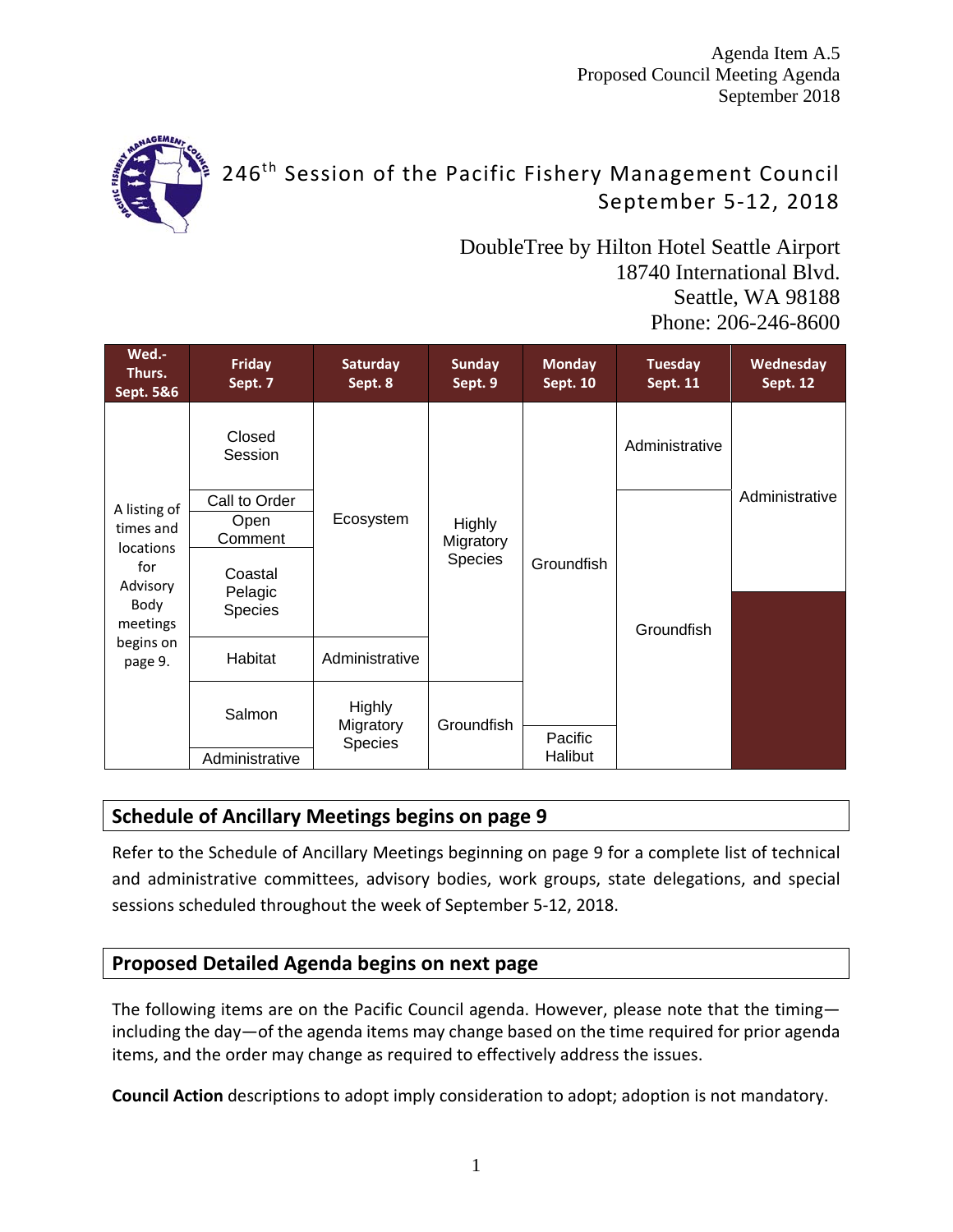Agenda Item A.5
Proposed Council Meeting Agenda
September 2018

# 246th Session of the Pacific Fishery Management Council
## September 5-12, 2018

DoubleTree by Hilton Hotel Seattle Airport
18740 International Blvd.
Seattle, WA 98188
Phone: 206-246-8600

| Wed.-Thurs. Sept. 5&6 | Friday Sept. 7 | Saturday Sept. 8 | Sunday Sept. 9 | Monday Sept. 10 | Tuesday Sept. 11 | Wednesday Sept. 12 |
|---|---|---|---|---|---|---|
| A listing of times and locations for Advisory Body meetings begins on page 9. | Closed Session | Ecosystem | Highly Migratory Species | Groundfish | Administrative | Administrative |
| | Call to Order | | | | Groundfish | |
| | Open Comment | | | | | |
| | Coastal Pelagic Species | | | | | |
| | Habitat | Administrative | | | | |
| | Salmon | Highly Migratory Species | Groundfish | | | |
| | Administrative | | | Pacific Halibut | | |

## Schedule of Ancillary Meetings begins on page 9

Refer to the Schedule of Ancillary Meetings beginning on page 9 for a complete list of technical and administrative committees, advisory bodies, work groups, state delegations, and special sessions scheduled throughout the week of September 5-12, 2018.

## Proposed Detailed Agenda begins on next page

The following items are on the Pacific Council agenda. However, please note that the timing—including the day—of the agenda items may change based on the time required for prior agenda items, and the order may change as required to effectively address the issues.

**Council Action** descriptions to adopt imply consideration to adopt; adoption is not mandatory.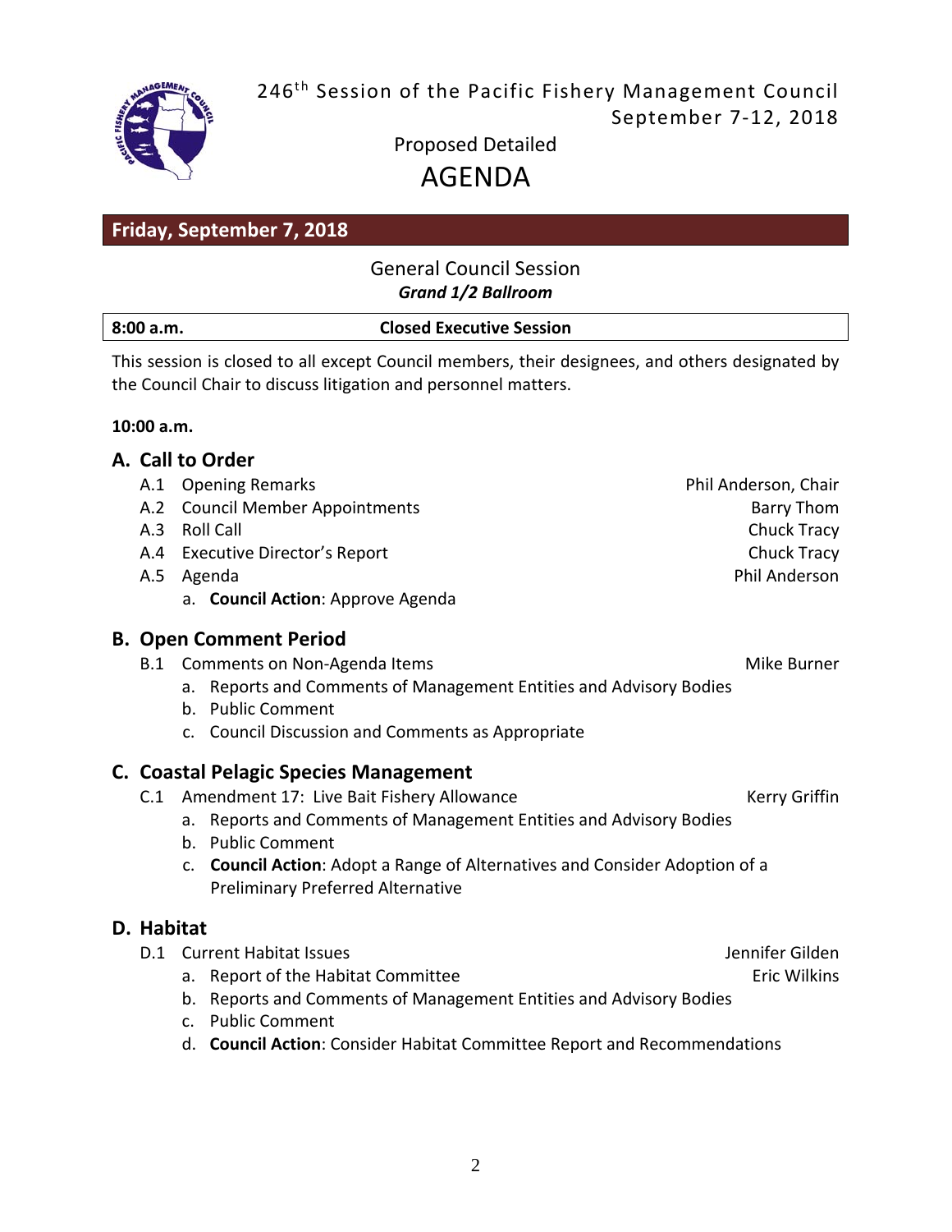246th Session of the Pacific Fishery Management Council
September 7-12, 2018

Proposed Detailed
# AGENDA

## Friday, September 7, 2018

### General Council Session
***Grand 1/2 Ballroom***

**8:00 a.m.** **Closed Executive Session**

This session is closed to all except Council members, their designees, and others designated by the Council Chair to discuss litigation and personnel matters.

**10:00 a.m.**

## A. Call to Order

- A.1 Opening Remarks — Phil Anderson, Chair
- A.2 Council Member Appointments — Barry Thom
- A.3 Roll Call — Chuck Tracy
- A.4 Executive Director's Report — Chuck Tracy
- A.5 Agenda — Phil Anderson
  - a. **Council Action**: Approve Agenda

## B. Open Comment Period

- B.1 Comments on Non-Agenda Items — Mike Burner
  - a. Reports and Comments of Management Entities and Advisory Bodies
  - b. Public Comment
  - c. Council Discussion and Comments as Appropriate

## C. Coastal Pelagic Species Management

- C.1 Amendment 17: Live Bait Fishery Allowance — Kerry Griffin
  - a. Reports and Comments of Management Entities and Advisory Bodies
  - b. Public Comment
  - c. **Council Action**: Adopt a Range of Alternatives and Consider Adoption of a Preliminary Preferred Alternative

## D. Habitat

- D.1 Current Habitat Issues — Jennifer Gilden
  - a. Report of the Habitat Committee — Eric Wilkins
  - b. Reports and Comments of Management Entities and Advisory Bodies
  - c. Public Comment
  - d. **Council Action**: Consider Habitat Committee Report and Recommendations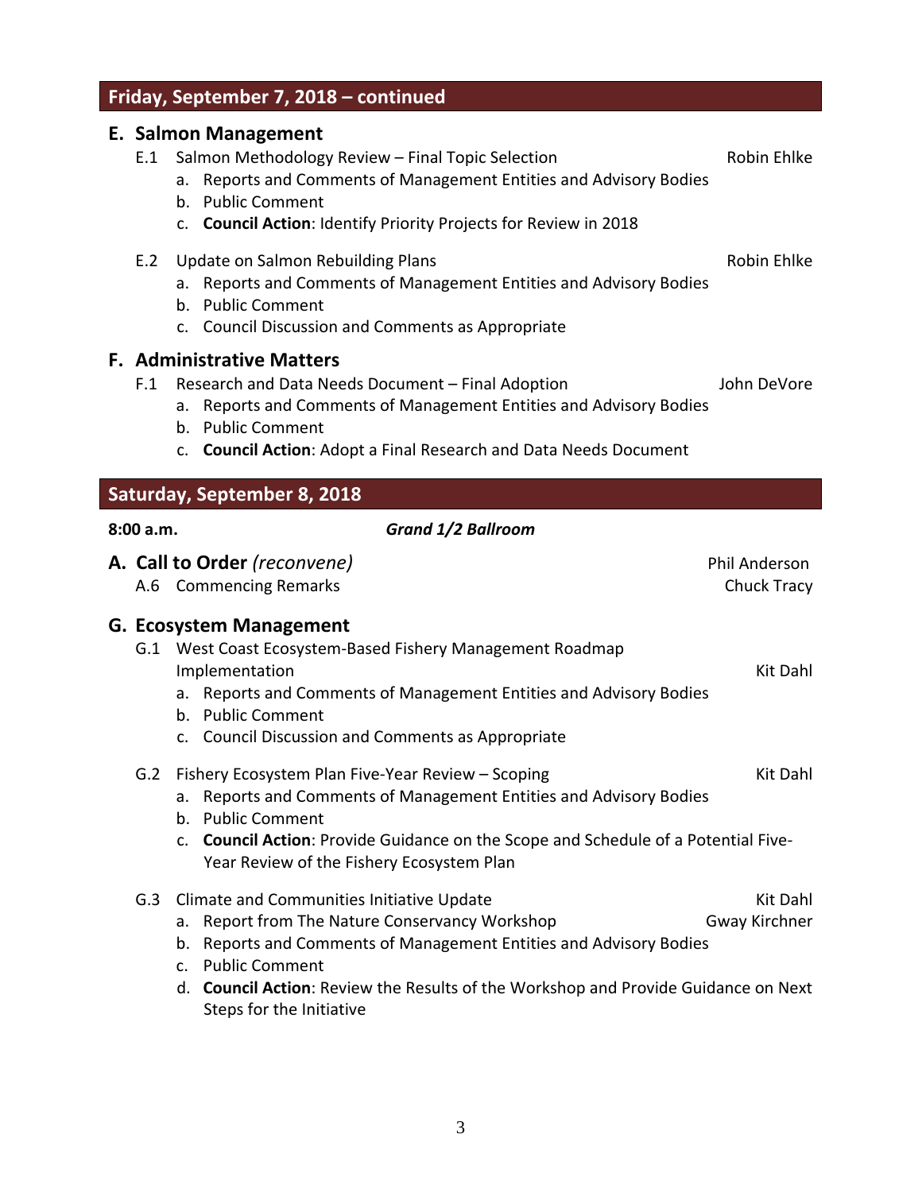## Friday, September 7, 2018 – continued

### E. Salmon Management

E.1 Salmon Methodology Review – Final Topic Selection — Robin Ehlke

a. Reports and Comments of Management Entities and Advisory Bodies
b. Public Comment
c. **Council Action**: Identify Priority Projects for Review in 2018

E.2 Update on Salmon Rebuilding Plans — Robin Ehlke

a. Reports and Comments of Management Entities and Advisory Bodies
b. Public Comment
c. Council Discussion and Comments as Appropriate

### F. Administrative Matters

F.1 Research and Data Needs Document – Final Adoption — John DeVore

a. Reports and Comments of Management Entities and Advisory Bodies
b. Public Comment
c. **Council Action**: Adopt a Final Research and Data Needs Document

## Saturday, September 8, 2018

**8:00 a.m.** ***Grand 1/2 Ballroom***

### A. Call to Order *(reconvene)* — Phil Anderson

A.6 Commencing Remarks — Chuck Tracy

### G. Ecosystem Management

G.1 West Coast Ecosystem-Based Fishery Management Roadmap Implementation — Kit Dahl

a. Reports and Comments of Management Entities and Advisory Bodies
b. Public Comment
c. Council Discussion and Comments as Appropriate

G.2 Fishery Ecosystem Plan Five-Year Review – Scoping — Kit Dahl

a. Reports and Comments of Management Entities and Advisory Bodies
b. Public Comment
c. **Council Action**: Provide Guidance on the Scope and Schedule of a Potential Five-Year Review of the Fishery Ecosystem Plan

G.3 Climate and Communities Initiative Update — Kit Dahl

a. Report from The Nature Conservancy Workshop — Gway Kirchner
b. Reports and Comments of Management Entities and Advisory Bodies
c. Public Comment
d. **Council Action**: Review the Results of the Workshop and Provide Guidance on Next Steps for the Initiative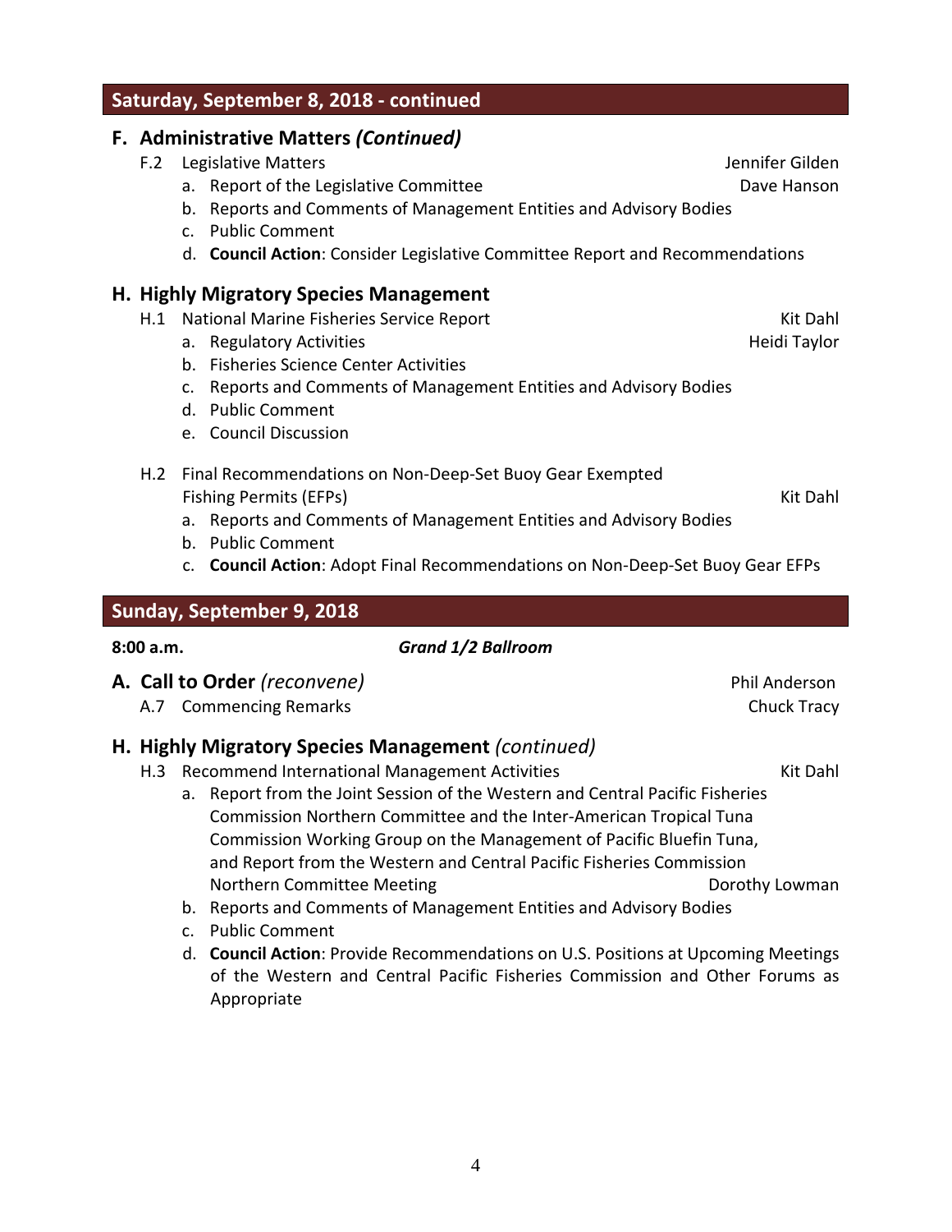## Saturday, September 8, 2018 - continued

### F. Administrative Matters *(Continued)*

F.2 Legislative Matters — Jennifer Gilden

a. Report of the Legislative Committee — Dave Hanson
b. Reports and Comments of Management Entities and Advisory Bodies
c. Public Comment
d. **Council Action**: Consider Legislative Committee Report and Recommendations

### H. Highly Migratory Species Management

H.1 National Marine Fisheries Service Report — Kit Dahl

a. Regulatory Activities — Heidi Taylor
b. Fisheries Science Center Activities
c. Reports and Comments of Management Entities and Advisory Bodies
d. Public Comment
e. Council Discussion

H.2 Final Recommendations on Non-Deep-Set Buoy Gear Exempted Fishing Permits (EFPs) — Kit Dahl

a. Reports and Comments of Management Entities and Advisory Bodies
b. Public Comment
c. **Council Action**: Adopt Final Recommendations on Non-Deep-Set Buoy Gear EFPs

## Sunday, September 9, 2018

**8:00 a.m.** ***Grand 1/2 Ballroom***

### A. Call to Order *(reconvene)* — Phil Anderson

A.7 Commencing Remarks — Chuck Tracy

### H. Highly Migratory Species Management *(continued)*

H.3 Recommend International Management Activities — Kit Dahl

a. Report from the Joint Session of the Western and Central Pacific Fisheries Commission Northern Committee and the Inter-American Tropical Tuna Commission Working Group on the Management of Pacific Bluefin Tuna, and Report from the Western and Central Pacific Fisheries Commission Northern Committee Meeting — Dorothy Lowman
b. Reports and Comments of Management Entities and Advisory Bodies
c. Public Comment
d. **Council Action**: Provide Recommendations on U.S. Positions at Upcoming Meetings of the Western and Central Pacific Fisheries Commission and Other Forums as Appropriate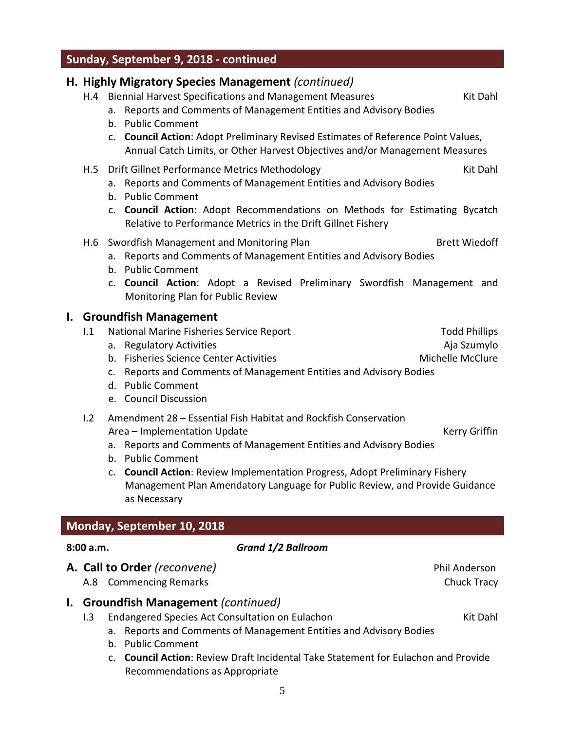## Sunday, September 9, 2018 - continued

### H. Highly Migratory Species Management *(continued)*

H.4 Biennial Harvest Specifications and Management Measures — Kit Dahl

a. Reports and Comments of Management Entities and Advisory Bodies
b. Public Comment
c. **Council Action**: Adopt Preliminary Revised Estimates of Reference Point Values, Annual Catch Limits, or Other Harvest Objectives and/or Management Measures

H.5 Drift Gillnet Performance Metrics Methodology — Kit Dahl

a. Reports and Comments of Management Entities and Advisory Bodies
b. Public Comment
c. **Council Action**: Adopt Recommendations on Methods for Estimating Bycatch Relative to Performance Metrics in the Drift Gillnet Fishery

H.6 Swordfish Management and Monitoring Plan — Brett Wiedoff

a. Reports and Comments of Management Entities and Advisory Bodies
b. Public Comment
c. **Council Action**: Adopt a Revised Preliminary Swordfish Management and Monitoring Plan for Public Review

### I. Groundfish Management

I.1 National Marine Fisheries Service Report — Todd Phillips

a. Regulatory Activities — Aja Szumylo
b. Fisheries Science Center Activities — Michelle McClure
c. Reports and Comments of Management Entities and Advisory Bodies
d. Public Comment
e. Council Discussion

I.2 Amendment 28 – Essential Fish Habitat and Rockfish Conservation Area – Implementation Update — Kerry Griffin

a. Reports and Comments of Management Entities and Advisory Bodies
b. Public Comment
c. **Council Action**: Review Implementation Progress, Adopt Preliminary Fishery Management Plan Amendatory Language for Public Review, and Provide Guidance as Necessary

## Monday, September 10, 2018

**8:00 a.m.** ***Grand 1/2 Ballroom***

### A. Call to Order *(reconvene)* — Phil Anderson

A.8 Commencing Remarks — Chuck Tracy

### I. Groundfish Management *(continued)*

I.3 Endangered Species Act Consultation on Eulachon — Kit Dahl

a. Reports and Comments of Management Entities and Advisory Bodies
b. Public Comment
c. **Council Action**: Review Draft Incidental Take Statement for Eulachon and Provide Recommendations as Appropriate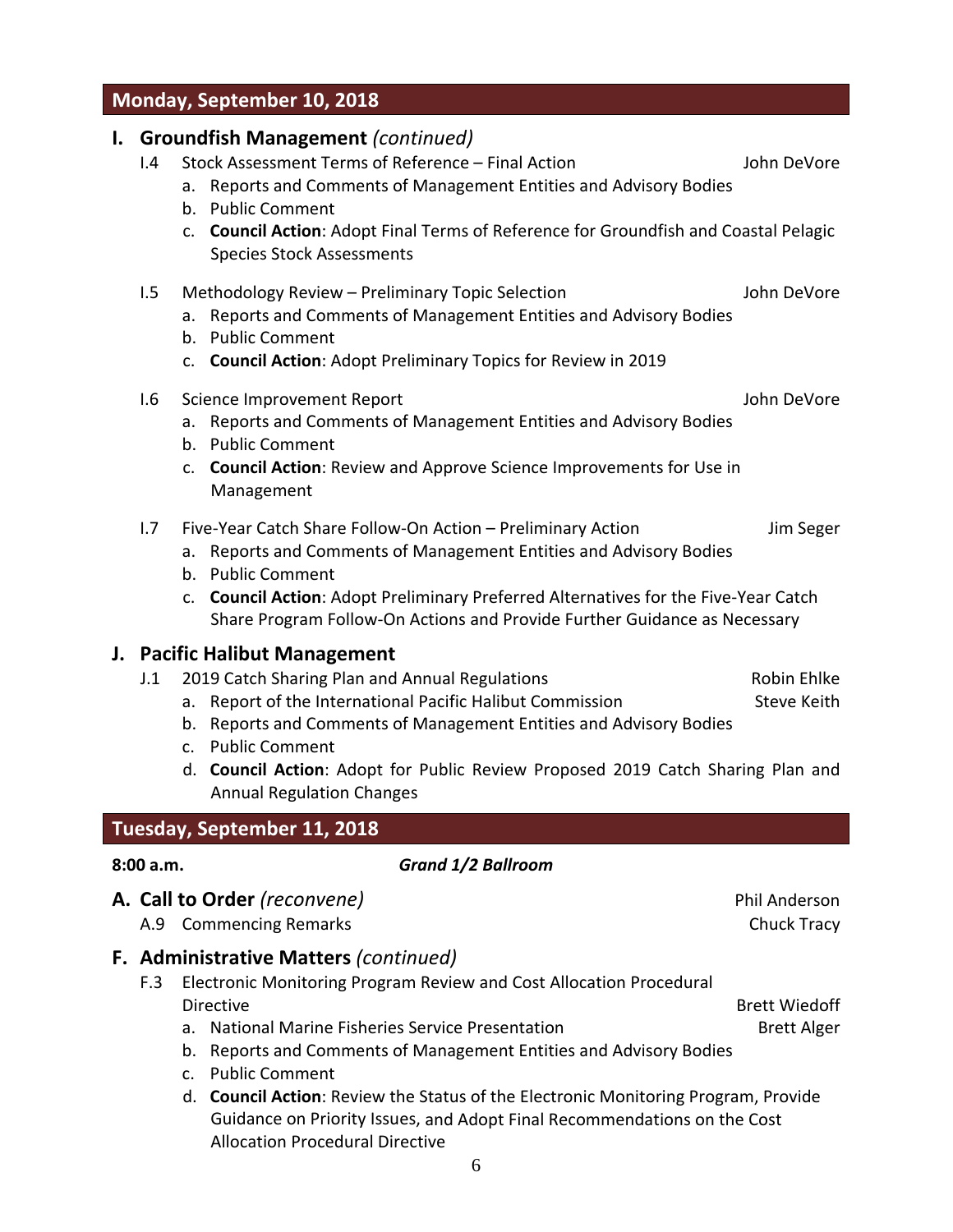## Monday, September 10, 2018

### I. Groundfish Management *(continued)*

I.4 Stock Assessment Terms of Reference – Final Action — John DeVore

a. Reports and Comments of Management Entities and Advisory Bodies
b. Public Comment
c. **Council Action**: Adopt Final Terms of Reference for Groundfish and Coastal Pelagic Species Stock Assessments

I.5 Methodology Review – Preliminary Topic Selection — John DeVore

a. Reports and Comments of Management Entities and Advisory Bodies
b. Public Comment
c. **Council Action**: Adopt Preliminary Topics for Review in 2019

I.6 Science Improvement Report — John DeVore

a. Reports and Comments of Management Entities and Advisory Bodies
b. Public Comment
c. **Council Action**: Review and Approve Science Improvements for Use in Management

I.7 Five-Year Catch Share Follow-On Action – Preliminary Action — Jim Seger

a. Reports and Comments of Management Entities and Advisory Bodies
b. Public Comment
c. **Council Action**: Adopt Preliminary Preferred Alternatives for the Five-Year Catch Share Program Follow-On Actions and Provide Further Guidance as Necessary

### J. Pacific Halibut Management

J.1 2019 Catch Sharing Plan and Annual Regulations — Robin Ehlke

a. Report of the International Pacific Halibut Commission — Steve Keith
b. Reports and Comments of Management Entities and Advisory Bodies
c. Public Comment
d. **Council Action**: Adopt for Public Review Proposed 2019 Catch Sharing Plan and Annual Regulation Changes

## Tuesday, September 11, 2018

**8:00 a.m.** ***Grand 1/2 Ballroom***

### A. Call to Order *(reconvene)*

Phil Anderson

A.9 Commencing Remarks — Chuck Tracy

### F. Administrative Matters *(continued)*

F.3 Electronic Monitoring Program Review and Cost Allocation Procedural Directive — Brett Wiedoff

a. National Marine Fisheries Service Presentation — Brett Alger
b. Reports and Comments of Management Entities and Advisory Bodies
c. Public Comment
d. **Council Action**: Review the Status of the Electronic Monitoring Program, Provide Guidance on Priority Issues, and Adopt Final Recommendations on the Cost Allocation Procedural Directive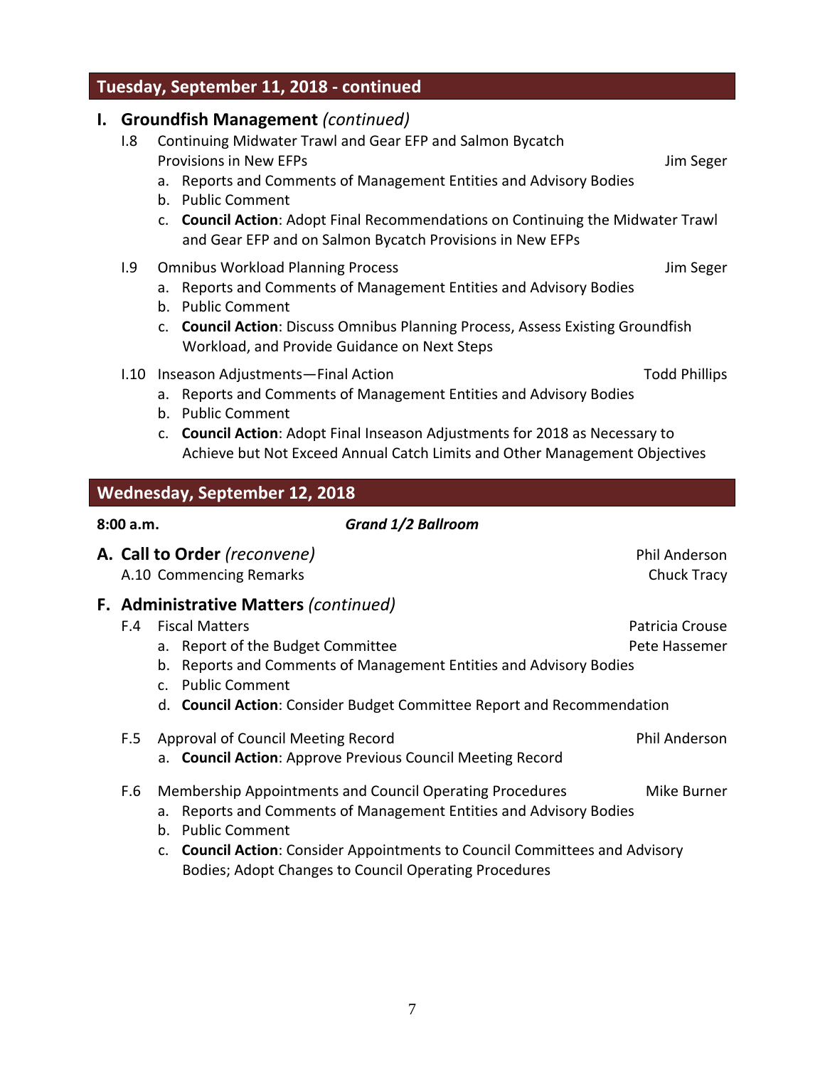## Tuesday, September 11, 2018 - continued

### I. Groundfish Management *(continued)*

I.8 Continuing Midwater Trawl and Gear EFP and Salmon Bycatch Provisions in New EFPs — Jim Seger

- a. Reports and Comments of Management Entities and Advisory Bodies
- b. Public Comment
- c. **Council Action**: Adopt Final Recommendations on Continuing the Midwater Trawl and Gear EFP and on Salmon Bycatch Provisions in New EFPs

I.9 Omnibus Workload Planning Process — Jim Seger

- a. Reports and Comments of Management Entities and Advisory Bodies
- b. Public Comment
- c. **Council Action**: Discuss Omnibus Planning Process, Assess Existing Groundfish Workload, and Provide Guidance on Next Steps

I.10 Inseason Adjustments—Final Action — Todd Phillips

- a. Reports and Comments of Management Entities and Advisory Bodies
- b. Public Comment
- c. **Council Action**: Adopt Final Inseason Adjustments for 2018 as Necessary to Achieve but Not Exceed Annual Catch Limits and Other Management Objectives

## Wednesday, September 12, 2018

**8:00 a.m.** — ***Grand 1/2 Ballroom***

### A. Call to Order *(reconvene)* — Phil Anderson

A.10 Commencing Remarks — Chuck Tracy

### F. Administrative Matters *(continued)*

F.4 Fiscal Matters — Patricia Crouse

- a. Report of the Budget Committee — Pete Hassemer
- b. Reports and Comments of Management Entities and Advisory Bodies
- c. Public Comment
- d. **Council Action**: Consider Budget Committee Report and Recommendation

F.5 Approval of Council Meeting Record — Phil Anderson

- a. **Council Action**: Approve Previous Council Meeting Record

F.6 Membership Appointments and Council Operating Procedures — Mike Burner

- a. Reports and Comments of Management Entities and Advisory Bodies
- b. Public Comment
- c. **Council Action**: Consider Appointments to Council Committees and Advisory Bodies; Adopt Changes to Council Operating Procedures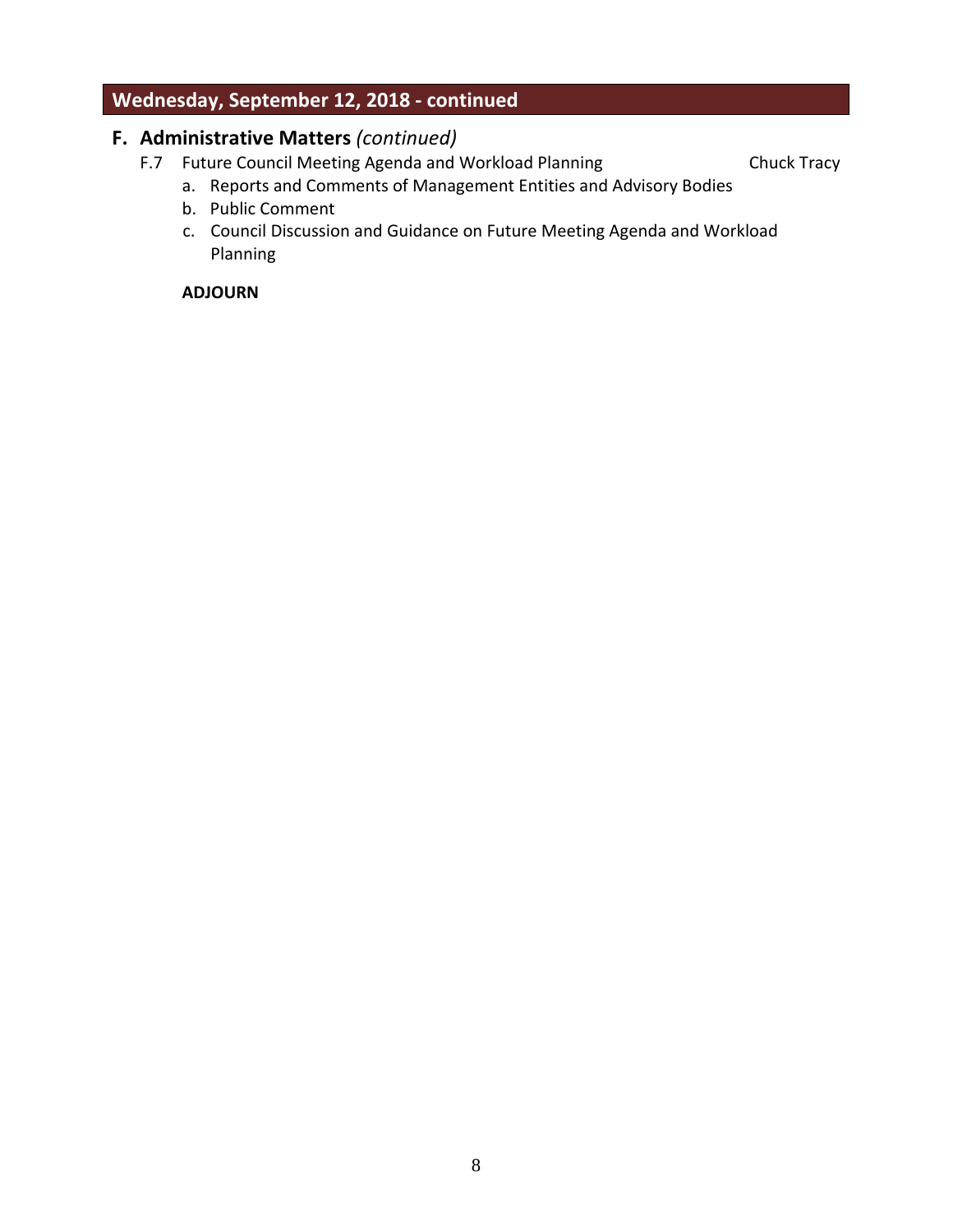## Wednesday, September 12, 2018 - continued

### F. Administrative Matters *(continued)*

F.7 Future Council Meeting Agenda and Workload Planning — Chuck Tracy

a. Reports and Comments of Management Entities and Advisory Bodies
b. Public Comment
c. Council Discussion and Guidance on Future Meeting Agenda and Workload Planning

**ADJOURN**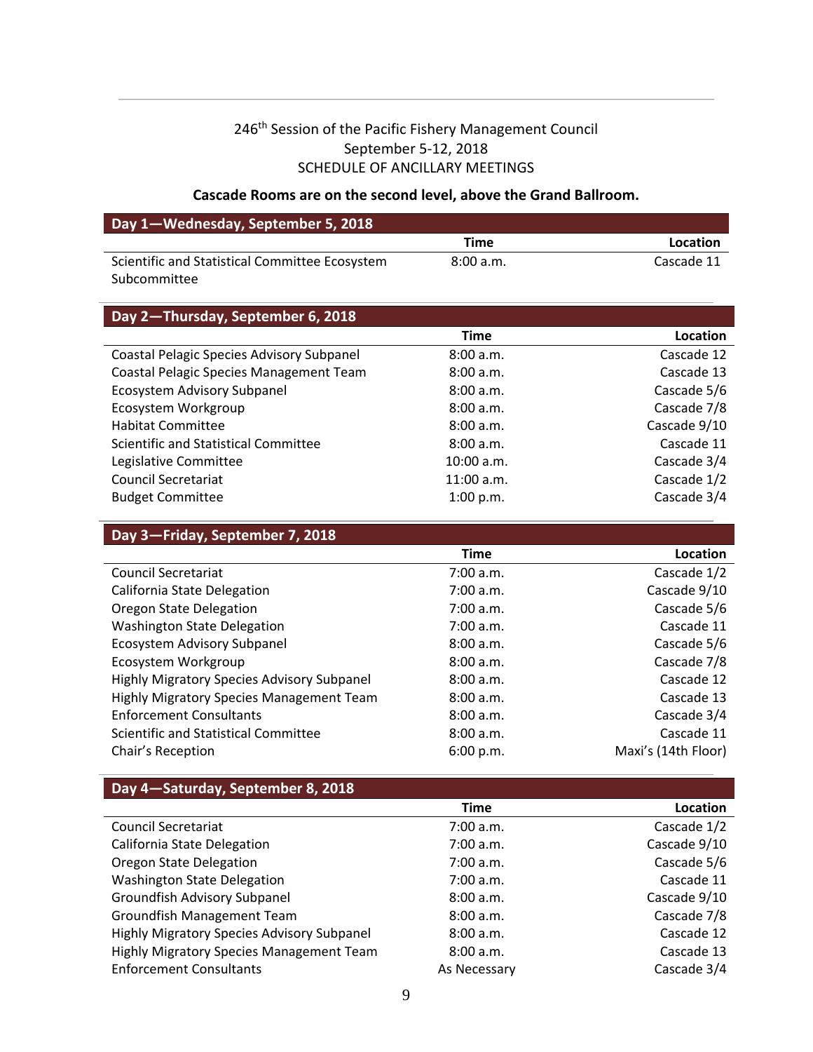246th Session of the Pacific Fishery Management Council
September 5-12, 2018
SCHEDULE OF ANCILLARY MEETINGS

**Cascade Rooms are on the second level, above the Grand Ballroom.**

## Day 1—Wednesday, September 5, 2018

| | Time | Location |
|---|---|---|
| Scientific and Statistical Committee Ecosystem Subcommittee | 8:00 a.m. | Cascade 11 |

## Day 2—Thursday, September 6, 2018

| | Time | Location |
|---|---|---|
| Coastal Pelagic Species Advisory Subpanel | 8:00 a.m. | Cascade 12 |
| Coastal Pelagic Species Management Team | 8:00 a.m. | Cascade 13 |
| Ecosystem Advisory Subpanel | 8:00 a.m. | Cascade 5/6 |
| Ecosystem Workgroup | 8:00 a.m. | Cascade 7/8 |
| Habitat Committee | 8:00 a.m. | Cascade 9/10 |
| Scientific and Statistical Committee | 8:00 a.m. | Cascade 11 |
| Legislative Committee | 10:00 a.m. | Cascade 3/4 |
| Council Secretariat | 11:00 a.m. | Cascade 1/2 |
| Budget Committee | 1:00 p.m. | Cascade 3/4 |

## Day 3—Friday, September 7, 2018

| | Time | Location |
|---|---|---|
| Council Secretariat | 7:00 a.m. | Cascade 1/2 |
| California State Delegation | 7:00 a.m. | Cascade 9/10 |
| Oregon State Delegation | 7:00 a.m. | Cascade 5/6 |
| Washington State Delegation | 7:00 a.m. | Cascade 11 |
| Ecosystem Advisory Subpanel | 8:00 a.m. | Cascade 5/6 |
| Ecosystem Workgroup | 8:00 a.m. | Cascade 7/8 |
| Highly Migratory Species Advisory Subpanel | 8:00 a.m. | Cascade 12 |
| Highly Migratory Species Management Team | 8:00 a.m. | Cascade 13 |
| Enforcement Consultants | 8:00 a.m. | Cascade 3/4 |
| Scientific and Statistical Committee | 8:00 a.m. | Cascade 11 |
| Chair's Reception | 6:00 p.m. | Maxi's (14th Floor) |

## Day 4—Saturday, September 8, 2018

| | Time | Location |
|---|---|---|
| Council Secretariat | 7:00 a.m. | Cascade 1/2 |
| California State Delegation | 7:00 a.m. | Cascade 9/10 |
| Oregon State Delegation | 7:00 a.m. | Cascade 5/6 |
| Washington State Delegation | 7:00 a.m. | Cascade 11 |
| Groundfish Advisory Subpanel | 8:00 a.m. | Cascade 9/10 |
| Groundfish Management Team | 8:00 a.m. | Cascade 7/8 |
| Highly Migratory Species Advisory Subpanel | 8:00 a.m. | Cascade 12 |
| Highly Migratory Species Management Team | 8:00 a.m. | Cascade 13 |
| Enforcement Consultants | As Necessary | Cascade 3/4 |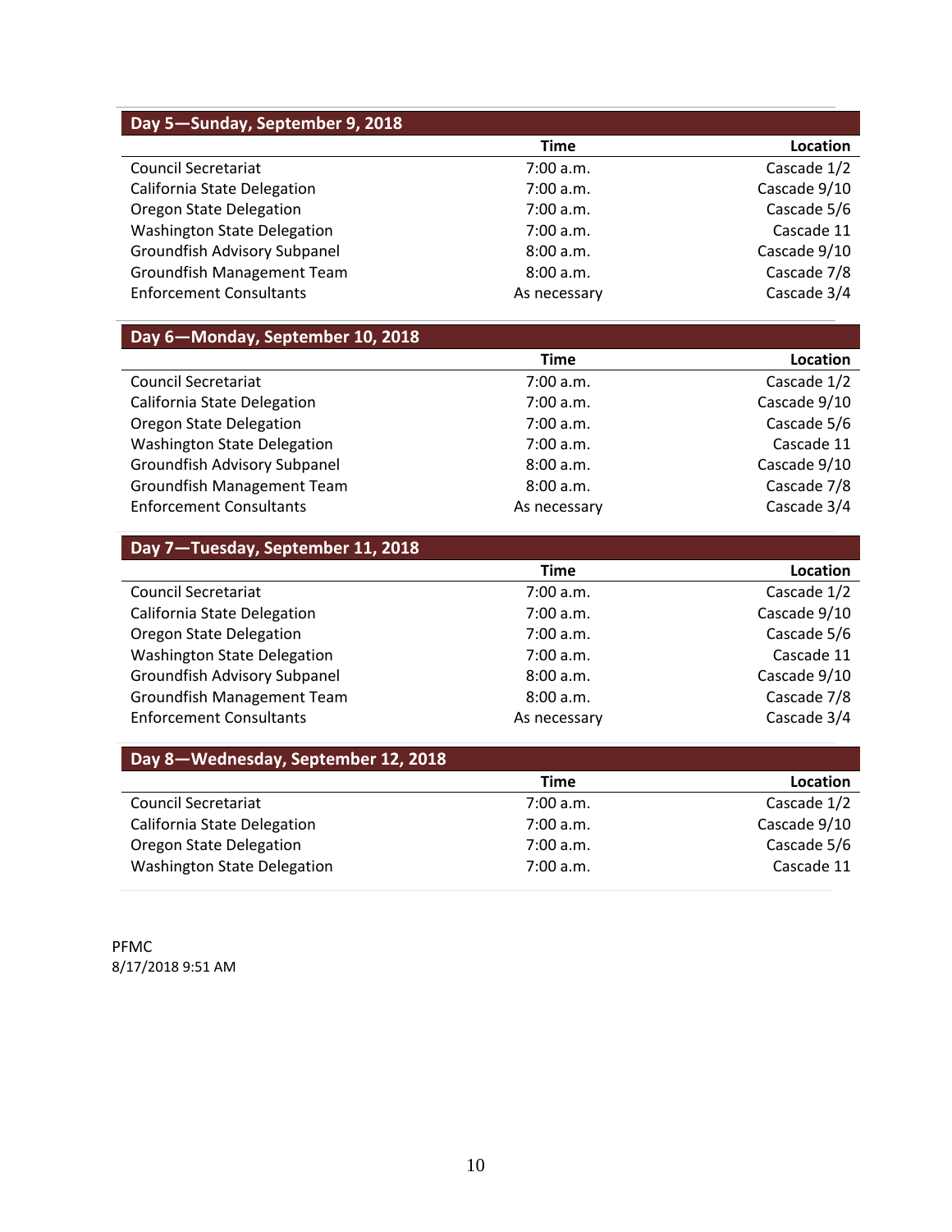## Day 5—Sunday, September 9, 2018

| | Time | Location |
|---|---|---|
| Council Secretariat | 7:00 a.m. | Cascade 1/2 |
| California State Delegation | 7:00 a.m. | Cascade 9/10 |
| Oregon State Delegation | 7:00 a.m. | Cascade 5/6 |
| Washington State Delegation | 7:00 a.m. | Cascade 11 |
| Groundfish Advisory Subpanel | 8:00 a.m. | Cascade 9/10 |
| Groundfish Management Team | 8:00 a.m. | Cascade 7/8 |
| Enforcement Consultants | As necessary | Cascade 3/4 |

## Day 6—Monday, September 10, 2018

| | Time | Location |
|---|---|---|
| Council Secretariat | 7:00 a.m. | Cascade 1/2 |
| California State Delegation | 7:00 a.m. | Cascade 9/10 |
| Oregon State Delegation | 7:00 a.m. | Cascade 5/6 |
| Washington State Delegation | 7:00 a.m. | Cascade 11 |
| Groundfish Advisory Subpanel | 8:00 a.m. | Cascade 9/10 |
| Groundfish Management Team | 8:00 a.m. | Cascade 7/8 |
| Enforcement Consultants | As necessary | Cascade 3/4 |

## Day 7—Tuesday, September 11, 2018

| | Time | Location |
|---|---|---|
| Council Secretariat | 7:00 a.m. | Cascade 1/2 |
| California State Delegation | 7:00 a.m. | Cascade 9/10 |
| Oregon State Delegation | 7:00 a.m. | Cascade 5/6 |
| Washington State Delegation | 7:00 a.m. | Cascade 11 |
| Groundfish Advisory Subpanel | 8:00 a.m. | Cascade 9/10 |
| Groundfish Management Team | 8:00 a.m. | Cascade 7/8 |
| Enforcement Consultants | As necessary | Cascade 3/4 |

## Day 8—Wednesday, September 12, 2018

| | Time | Location |
|---|---|---|
| Council Secretariat | 7:00 a.m. | Cascade 1/2 |
| California State Delegation | 7:00 a.m. | Cascade 9/10 |
| Oregon State Delegation | 7:00 a.m. | Cascade 5/6 |
| Washington State Delegation | 7:00 a.m. | Cascade 11 |

PFMC
8/17/2018 9:51 AM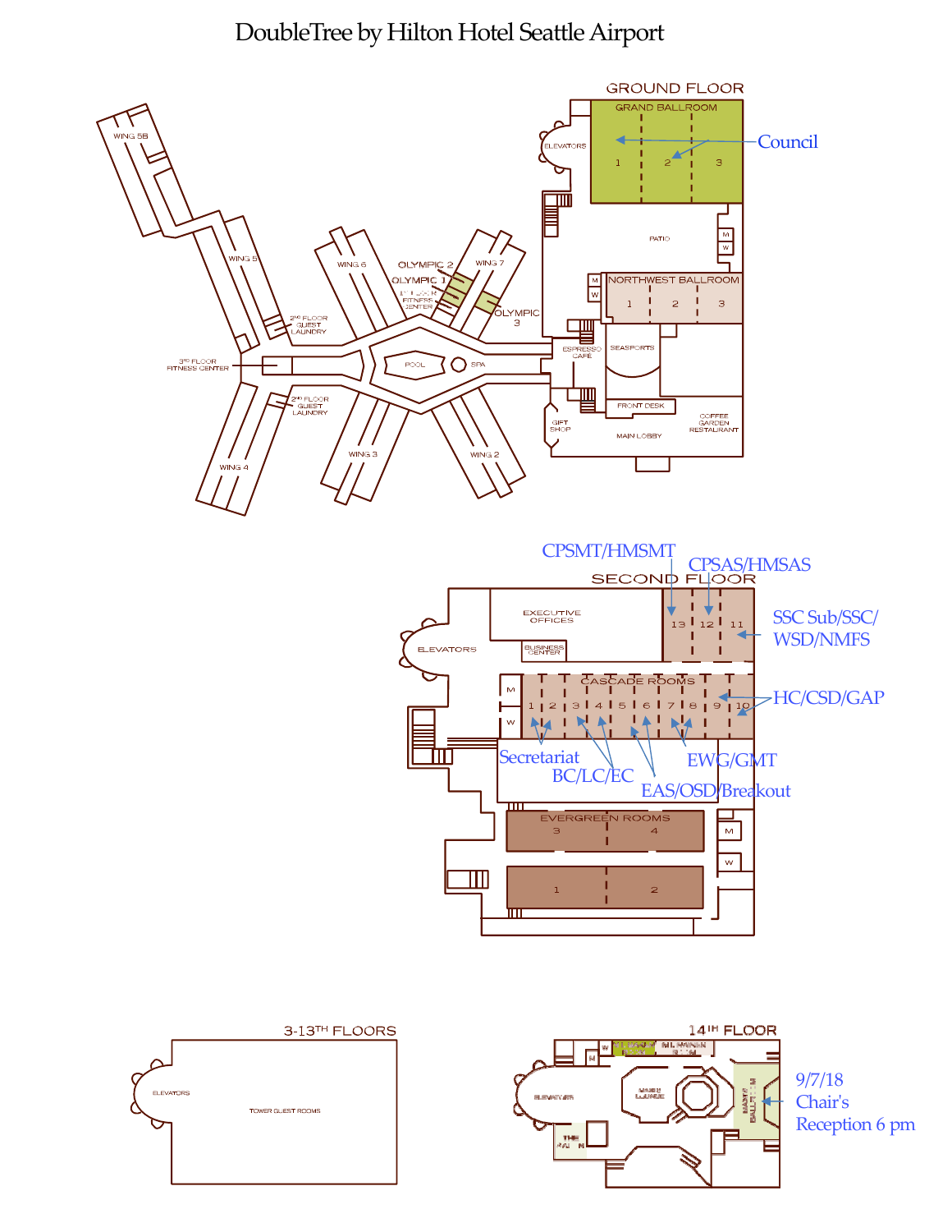# DoubleTree by Hilton Hotel Seattle Airport

## GROUND FLOOR

GRAND BALLROOM 1 2 3 — Council

ELEVATORS

PATIO

M W

NORTHWEST BALLROOM 1 2 3

ESPRESSO CAFE

SEASPORTS

FRONT DESK

GIFT SHOP

MAIN LOBBY

COFFEE GARDEN RESTAURANT

OLYMPIC 2

OLYMPIC 1

1ST FLOOR FITNESS CENTER

OLYMPIC 3

WING 5B

WING 5

WING 6

WING 7

2ND FLOOR GUEST LAUNDRY

3RD FLOOR FITNESS CENTER

POOL

SPA

2ND FLOOR GUEST LAUNDRY

WING 4

WING 3

WING 2

## SECOND FLOOR

EXECUTIVE OFFICES

BUSINESS CENTER

ELEVATORS

13 — CPSMT/HMSMT

12 — CPSAS/HMSAS

11 — SSC Sub/SSC/WSD/NMFS

CASCADE ROOMS

1 2 — Secretariat

3 4 — BC/LC/EC

5 6 — EAS/OSD/Breakout

7 8 — EWG/GMT

9 10 — HC/CSD/GAP

M W

EVERGREEN ROOMS 3 4

1 2

M W

## 3-13TH FLOORS

ELEVATORS

TOWER GUEST ROOMS

## 14TH FLOOR

ELEVATORS

MAIN LOUNGE

MAIN BALLROOM — 9/7/18 Chair's Reception 6 pm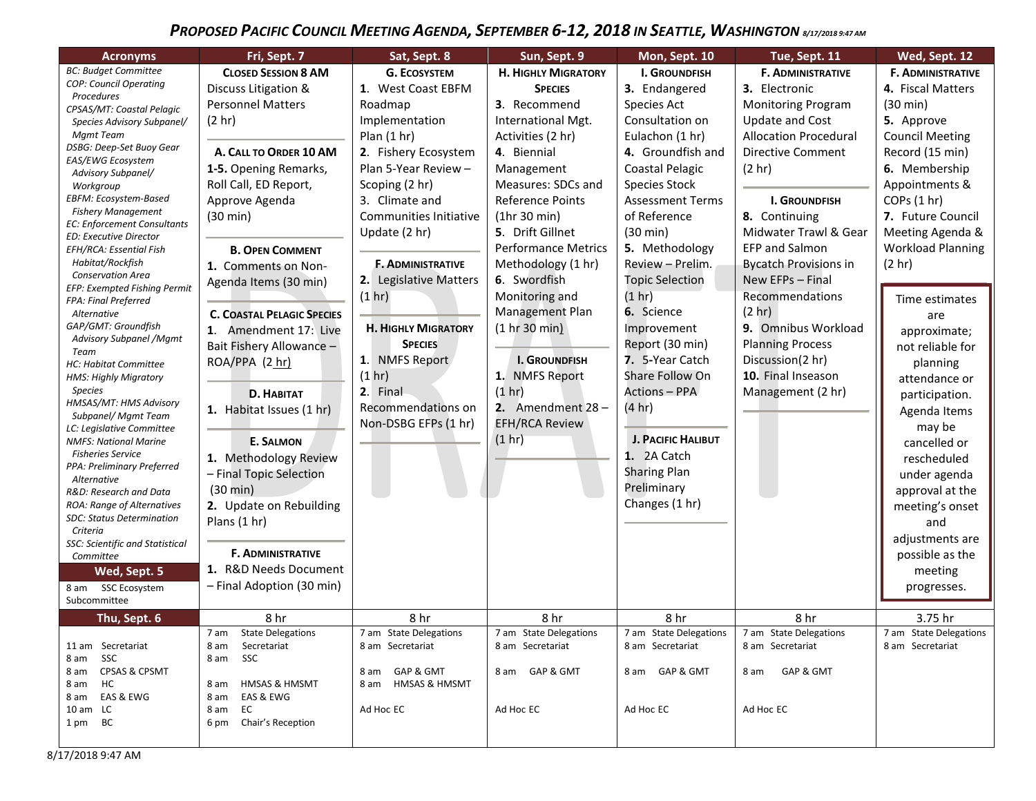# PROPOSED PACIFIC COUNCIL MEETING AGENDA, SEPTEMBER 6-12, 2018 IN SEATTLE, WASHINGTON 8/17/2018 9:47 AM

| Acronyms | Fri, Sept. 7 | Sat, Sept. 8 | Sun, Sept. 9 | Mon, Sept. 10 | Tue, Sept. 11 | Wed, Sept. 12 |
|---|---|---|---|---|---|---|
| *BC: Budget Committee*<br>*COP: Council Operating Procedures*<br>*CPSAS/MT: Coastal Pelagic Species Advisory Subpanel/ Mgmt Team*<br>*DSBG: Deep-Set Buoy Gear*<br>*EAS/EWG Ecosystem Advisory Subpanel/ Workgroup*<br>*EBFM: Ecosystem-Based Fishery Management*<br>*EC: Enforcement Consultants*<br>*ED: Executive Director*<br>*EFH/RCA: Essential Fish Habitat/Rockfish Conservation Area*<br>*EFP: Exempted Fishing Permit*<br>*FPA: Final Preferred Alternative*<br>*GAP/GMT: Groundfish Advisory Subpanel /Mgmt Team*<br>*HC: Habitat Committee*<br>*HMS: Highly Migratory Species*<br>*HMSAS/MT: HMS Advisory Subpanel/ Mgmt Team*<br>*LC: Legislative Committee*<br>*NMFS: National Marine Fisheries Service*<br>*PPA: Preliminary Preferred Alternative*<br>*R&D: Research and Data*<br>*ROA: Range of Alternatives*<br>*SDC: Status Determination Criteria*<br>*SSC: Scientific and Statistical Committee*<br>**Wed, Sept. 5**<br>8 am SSC Ecosystem Subcommittee | **CLOSED SESSION 8 AM**<br>Discuss Litigation & Personnel Matters (2 hr)<br><br>**A. CALL TO ORDER 10 AM**<br>**1-5.** Opening Remarks, Roll Call, ED Report, Approve Agenda (30 min)<br><br>**B. OPEN COMMENT**<br>**1.** Comments on Non-Agenda Items (30 min)<br><br>**C. COASTAL PELAGIC SPECIES**<br>1. Amendment 17: Live Bait Fishery Allowance – ROA/PPA (2 hr)<br><br>**D. HABITAT**<br>1. Habitat Issues (1 hr)<br><br>**E. SALMON**<br>**1.** Methodology Review – Final Topic Selection (30 min)<br>**2.** Update on Rebuilding Plans (1 hr)<br><br>**F. ADMINISTRATIVE**<br>**1.** R&D Needs Document – Final Adoption (30 min) | **G. ECOSYSTEM**<br>1. West Coast EBFM Roadmap Implementation Plan (1 hr)<br>2. Fishery Ecosystem Plan 5-Year Review – Scoping (2 hr)<br>3. Climate and Communities Initiative Update (2 hr)<br><br>**F. ADMINISTRATIVE**<br>**2.** Legislative Matters (1 hr)<br><br>**H. HIGHLY MIGRATORY SPECIES**<br>**1.** NMFS Report (1 hr)<br>**2.** Final Recommendations on Non-DSBG EFPs (1 hr) | **H. HIGHLY MIGRATORY SPECIES**<br>3. Recommend International Mgt. Activities (2 hr)<br>4. Biennial Management Measures: SDCs and Reference Points (1hr 30 min)<br>5. Drift Gillnet Performance Metrics Methodology (1 hr)<br>6. Swordfish Monitoring and Management Plan (1 hr 30 min)<br><br>**I. GROUNDFISH**<br>1. NMFS Report (1 hr)<br>2. Amendment 28 – EFH/RCA Review (1 hr) | **I. GROUNDFISH**<br>**3.** Endangered Species Act Consultation on Eulachon (1 hr)<br>**4.** Groundfish and Coastal Pelagic Species Stock Assessment Terms of Reference (30 min)<br>**5.** Methodology Review – Prelim. Topic Selection (1 hr)<br>**6.** Science Improvement Report (30 min)<br>**7.** 5-Year Catch Share Follow On Actions – PPA (4 hr)<br><br>**J. PACIFIC HALIBUT**<br>**1.** 2A Catch Sharing Plan Preliminary Changes (1 hr) | **F. ADMINISTRATIVE**<br>**3.** Electronic Monitoring Program Update and Cost Allocation Procedural Directive Comment (2 hr)<br><br>**I. GROUNDFISH**<br>**8.** Continuing Midwater Trawl & Gear EFP and Salmon Bycatch Provisions in New EFPs – Final Recommendations (2 hr)<br>**9.** Omnibus Workload Planning Process Discussion(2 hr)<br>**10.** Final Inseason Management (2 hr) | **F. ADMINISTRATIVE**<br>**4.** Fiscal Matters (30 min)<br>**5.** Approve Council Meeting Record (15 min)<br>**6.** Membership Appointments & COPs (1 hr)<br>**7.** Future Council Meeting Agenda & Workload Planning (2 hr)<br><br>Time estimates are approximate; not reliable for planning attendance or participation. Agenda Items may be cancelled or rescheduled under agenda approval at the meeting's onset and adjustments are possible as the meeting progresses. |
| **Thu, Sept. 6** | 8 hr | 8 hr | 8 hr | 8 hr | 8 hr | 3.75 hr |
| 11 am Secretariat<br>8 am SSC<br>8 am CPSAS & CPSMT<br>8 am HC<br>8 am EAS & EWG<br>10 am LC<br>1 pm BC | 7 am State Delegations<br>8 am Secretariat<br>8 am SSC<br>8 am HMSAS & HMSMT<br>8 am EAS & EWG<br>8 am EC<br>6 pm Chair's Reception | 7 am State Delegations<br>8 am Secretariat<br>8 am GAP & GMT<br>8 am HMSAS & HMSMT<br>Ad Hoc EC | 7 am State Delegations<br>8 am Secretariat<br>8 am GAP & GMT<br>Ad Hoc EC | 7 am State Delegations<br>8 am Secretariat<br>8 am GAP & GMT<br>Ad Hoc EC | 7 am State Delegations<br>8 am Secretariat<br>8 am GAP & GMT<br>Ad Hoc EC | 7 am State Delegations<br>8 am Secretariat |

8/17/2018 9:47 AM